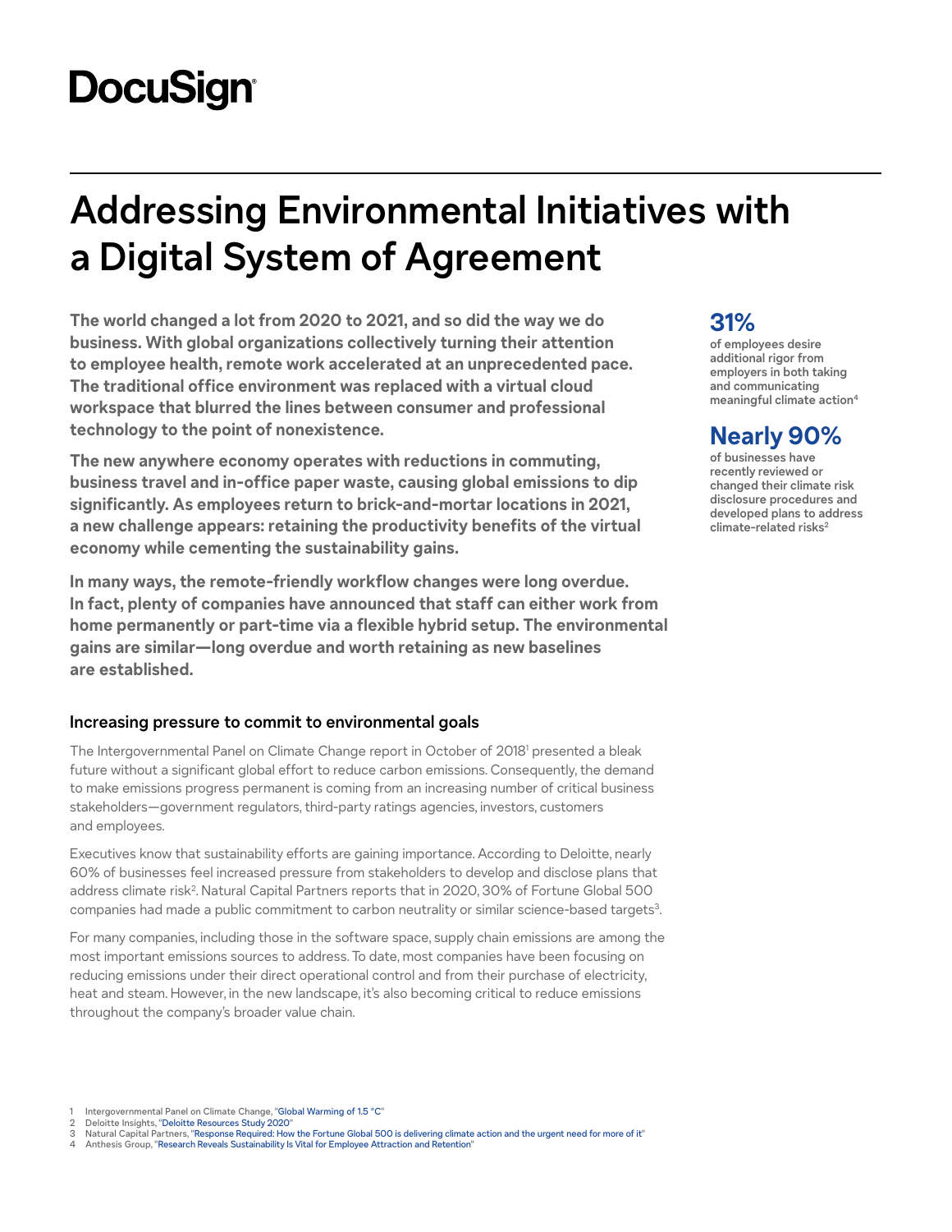DocuSign

# Addressing Environmental Initiatives with a Digital System of Agreement

**The world changed a lot from 2020 to 2021, and so did the way we do business. With global organizations collectively turning their attention to employee health, remote work accelerated at an unprecedented pace. The traditional office environment was replaced with a virtual cloud workspace that blurred the lines between consumer and professional technology to the point of nonexistence.**

**The new anywhere economy operates with reductions in commuting, business travel and in-office paper waste, causing global emissions to dip significantly. As employees return to brick-and-mortar locations in 2021, a new challenge appears: retaining the productivity benefits of the virtual economy while cementing the sustainability gains.**

**In many ways, the remote-friendly workflow changes were long overdue. In fact, plenty of companies have announced that staff can either work from home permanently or part-time via a flexible hybrid setup. The environmental gains are similar—long overdue and worth retaining as new baselines are established.**

**31%**
**of employees desire additional rigor from employers in both taking and communicating meaningful climate action[4]**

**Nearly 90%**
**of businesses have recently reviewed or changed their climate risk disclosure procedures and developed plans to address climate-related risks[2]**

### Increasing pressure to commit to environmental goals

The Intergovernmental Panel on Climate Change report in October of 2018[1] presented a bleak future without a significant global effort to reduce carbon emissions. Consequently, the demand to make emissions progress permanent is coming from an increasing number of critical business stakeholders—government regulators, third-party ratings agencies, investors, customers and employees.

Executives know that sustainability efforts are gaining importance. According to Deloitte, nearly 60% of businesses feel increased pressure from stakeholders to develop and disclose plans that address climate risk[2]. Natural Capital Partners reports that in 2020, 30% of Fortune Global 500 companies had made a public commitment to carbon neutrality or similar science-based targets[3].

For many companies, including those in the software space, supply chain emissions are among the most important emissions sources to address. To date, most companies have been focusing on reducing emissions under their direct operational control and from their purchase of electricity, heat and steam. However, in the new landscape, it's also becoming critical to reduce emissions throughout the company's broader value chain.

1 Intergovernmental Panel on Climate Change, "Global Warming of 1.5 °C"
2 Deloitte Insights, "Deloitte Resources Study 2020"
3 Natural Capital Partners, "Response Required: How the Fortune Global 500 is delivering climate action and the urgent need for more of it"
4 Anthesis Group, "Research Reveals Sustainability Is Vital for Employee Attraction and Retention"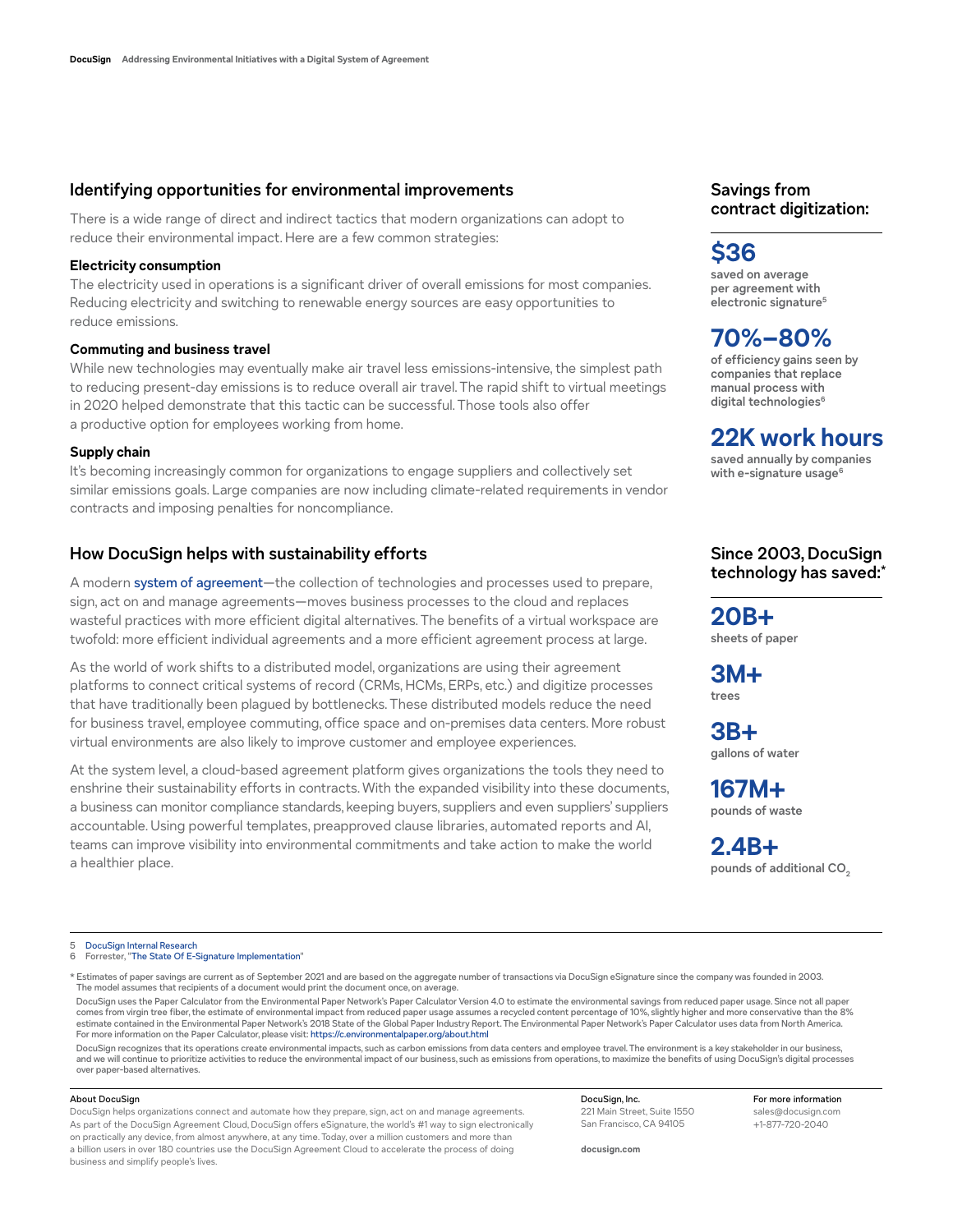## Identifying opportunities for environmental improvements

There is a wide range of direct and indirect tactics that modern organizations can adopt to reduce their environmental impact. Here are a few common strategies:

**Electricity consumption**

The electricity used in operations is a significant driver of overall emissions for most companies. Reducing electricity and switching to renewable energy sources are easy opportunities to reduce emissions.

**Commuting and business travel**

While new technologies may eventually make air travel less emissions-intensive, the simplest path to reducing present-day emissions is to reduce overall air travel. The rapid shift to virtual meetings in 2020 helped demonstrate that this tactic can be successful. Those tools also offer a productive option for employees working from home.

**Supply chain**

It's becoming increasingly common for organizations to engage suppliers and collectively set similar emissions goals. Large companies are now including climate-related requirements in vendor contracts and imposing penalties for noncompliance.

## How DocuSign helps with sustainability efforts

A modern system of agreement—the collection of technologies and processes used to prepare, sign, act on and manage agreements—moves business processes to the cloud and replaces wasteful practices with more efficient digital alternatives. The benefits of a virtual workspace are twofold: more efficient individual agreements and a more efficient agreement process at large.

As the world of work shifts to a distributed model, organizations are using their agreement platforms to connect critical systems of record (CRMs, HCMs, ERPs, etc.) and digitize processes that have traditionally been plagued by bottlenecks. These distributed models reduce the need for business travel, employee commuting, office space and on-premises data centers. More robust virtual environments are also likely to improve customer and employee experiences.

At the system level, a cloud-based agreement platform gives organizations the tools they need to enshrine their sustainability efforts in contracts. With the expanded visibility into these documents, a business can monitor compliance standards, keeping buyers, suppliers and even suppliers' suppliers accountable. Using powerful templates, preapproved clause libraries, automated reports and AI, teams can improve visibility into environmental commitments and take action to make the world a healthier place.

### Savings from contract digitization:

**$36**
saved on average per agreement with electronic signature[5]

**70%–80%**
of efficiency gains seen by companies that replace manual process with digital technologies[6]

**22K work hours**
saved annually by companies with e-signature usage[6]

### Since 2003, DocuSign technology has saved:*

**20B+**
sheets of paper

**3M+**
trees

**3B+**
gallons of water

**167M+**
pounds of waste

**2.4B+**
pounds of additional $CO_2$

---

5 DocuSign Internal Research
6 Forrester, "The State Of E-Signature Implementation"

\* Estimates of paper savings are current as of September 2021 and are based on the aggregate number of transactions via DocuSign eSignature since the company was founded in 2003. The model assumes that recipients of a document would print the document once, on average.

DocuSign uses the Paper Calculator from the Environmental Paper Network's Paper Calculator Version 4.0 to estimate the environmental savings from reduced paper usage. Since not all paper comes from virgin tree fiber, the estimate of environmental impact from reduced paper usage assumes a recycled content percentage of 10%, slightly higher and more conservative than the 8% estimate contained in the Environmental Paper Network's 2018 State of the Global Paper Industry Report. The Environmental Paper Network's Paper Calculator uses data from North America. For more information on the Paper Calculator, please visit: https://c.environmentalpaper.org/about.html

DocuSign recognizes that its operations create environmental impacts, such as carbon emissions from data centers and employee travel. The environment is a key stakeholder in our business, and we will continue to prioritize activities to reduce the environmental impact of our business, such as emissions from operations, to maximize the benefits of using DocuSign's digital processes over paper-based alternatives.

**About DocuSign**

DocuSign helps organizations connect and automate how they prepare, sign, act on and manage agreements. As part of the DocuSign Agreement Cloud, DocuSign offers eSignature, the world's #1 way to sign electronically on practically any device, from almost anywhere, at any time. Today, over a million customers and more than a billion users in over 180 countries use the DocuSign Agreement Cloud to accelerate the process of doing business and simplify people's lives.

**DocuSign, Inc.**
221 Main Street, Suite 1550
San Francisco, CA 94105

docusign.com

**For more information**
sales@docusign.com
+1-877-720-2040